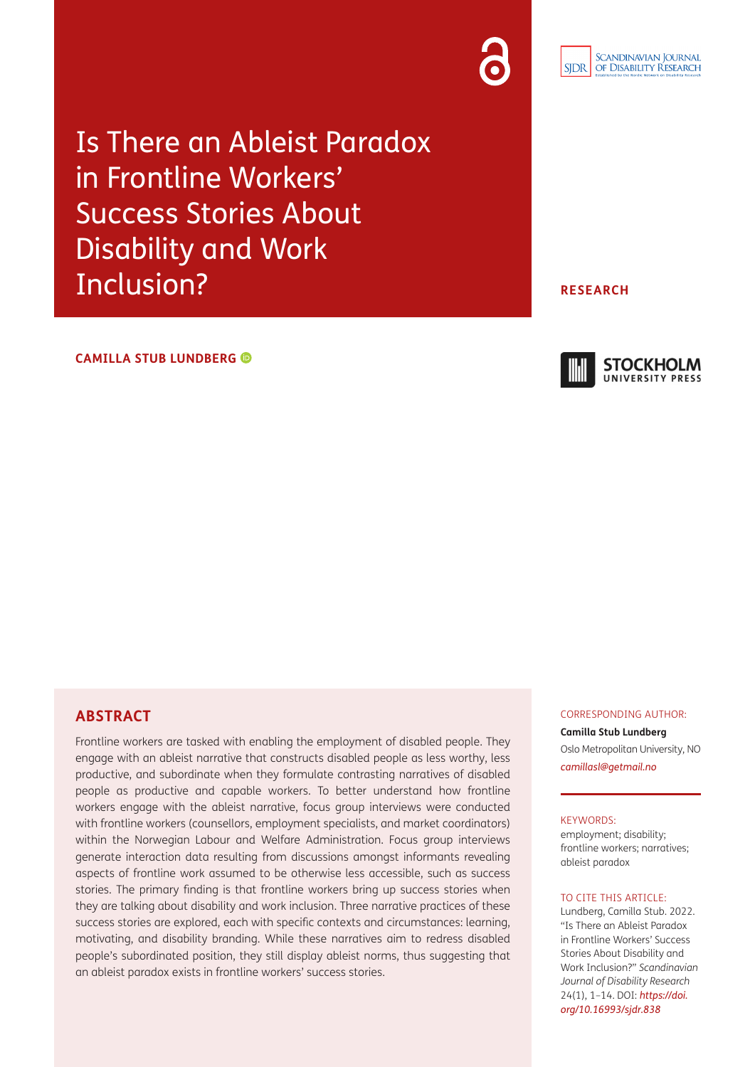# Is There an Ableist Paradox in Frontline Workers' Success Stories About Disability and Work Inclusion?

**RESEARCH**

**CAMILLA STUB LUNDBERG**

## ABSTRACT

Frontline workers are tasked with enabling the employment of disabled people. They engage with an ableist narrative that constructs disabled people as less worthy, less productive, and subordinate when they formulate contrasting narratives of disabled people as productive and capable workers. To better understand how frontline workers engage with the ableist narrative, focus group interviews were conducted with frontline workers (counsellors, employment specialists, and market coordinators) within the Norwegian Labour and Welfare Administration. Focus group interviews generate interaction data resulting from discussions amongst informants revealing aspects of frontline work assumed to be otherwise less accessible, such as success stories. The primary finding is that frontline workers bring up success stories when they are talking about disability and work inclusion. Three narrative practices of these success stories are explored, each with specific contexts and circumstances: learning, motivating, and disability branding. While these narratives aim to redress disabled people's subordinated position, they still display ableist norms, thus suggesting that an ableist paradox exists in frontline workers' success stories.

CORRESPONDING AUTHOR:

**Camilla Stub Lundberg**

Oslo Metropolitan University, NO

*camillasl@getmail.no*

KEYWORDS:

employment; disability; frontline workers; narratives; ableist paradox

TO CITE THIS ARTICLE:

Lundberg, Camilla Stub. 2022. "Is There an Ableist Paradox in Frontline Workers' Success Stories About Disability and Work Inclusion?" *Scandinavian Journal of Disability Research* 24(1), 1–14. DOI: *https://doi.org/10.16993/sjdr.838*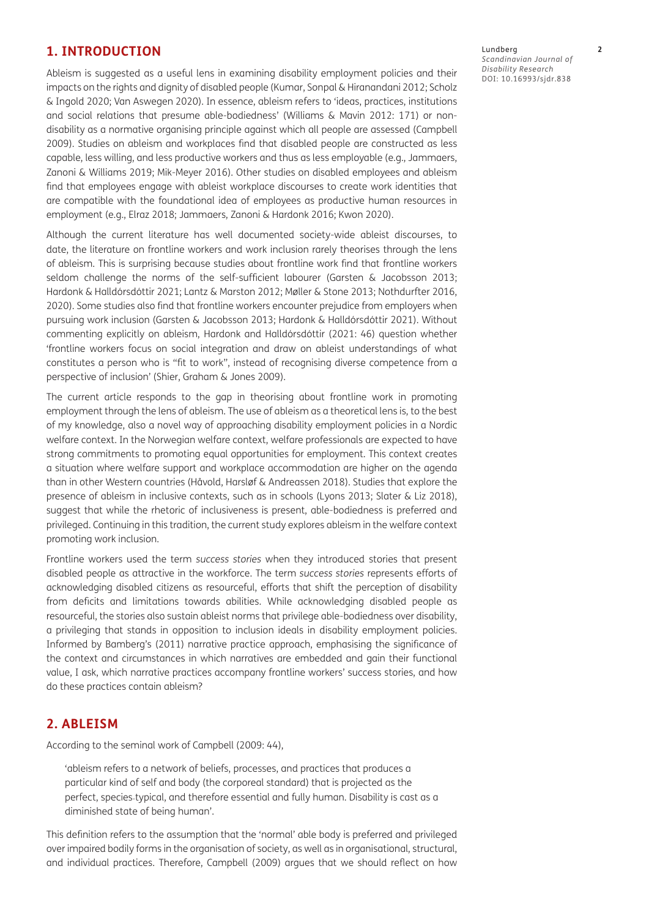## 1. INTRODUCTION

Ableism is suggested as a useful lens in examining disability employment policies and their impacts on the rights and dignity of disabled people (Kumar, Sonpal & Hiranandani 2012; Scholz & Ingold 2020; Van Aswegen 2020). In essence, ableism refers to 'ideas, practices, institutions and social relations that presume able-bodiedness' (Williams & Mavin 2012: 171) or non-disability as a normative organising principle against which all people are assessed (Campbell 2009). Studies on ableism and workplaces find that disabled people are constructed as less capable, less willing, and less productive workers and thus as less employable (e.g., Jammaers, Zanoni & Williams 2019; Mik-Meyer 2016). Other studies on disabled employees and ableism find that employees engage with ableist workplace discourses to create work identities that are compatible with the foundational idea of employees as productive human resources in employment (e.g., Elraz 2018; Jammaers, Zanoni & Hardonk 2016; Kwon 2020).

Although the current literature has well documented society-wide ableist discourses, to date, the literature on frontline workers and work inclusion rarely theorises through the lens of ableism. This is surprising because studies about frontline work find that frontline workers seldom challenge the norms of the self-sufficient labourer (Garsten & Jacobsson 2013; Hardonk & Halldórsdóttir 2021; Lantz & Marston 2012; Møller & Stone 2013; Nothdurfter 2016, 2020). Some studies also find that frontline workers encounter prejudice from employers when pursuing work inclusion (Garsten & Jacobsson 2013; Hardonk & Halldórsdóttir 2021). Without commenting explicitly on ableism, Hardonk and Halldórsdóttir (2021: 46) question whether 'frontline workers focus on social integration and draw on ableist understandings of what constitutes a person who is "fit to work", instead of recognising diverse competence from a perspective of inclusion' (Shier, Graham & Jones 2009).

The current article responds to the gap in theorising about frontline work in promoting employment through the lens of ableism. The use of ableism as a theoretical lens is, to the best of my knowledge, also a novel way of approaching disability employment policies in a Nordic welfare context. In the Norwegian welfare context, welfare professionals are expected to have strong commitments to promoting equal opportunities for employment. This context creates a situation where welfare support and workplace accommodation are higher on the agenda than in other Western countries (Håvold, Harsløf & Andreassen 2018). Studies that explore the presence of ableism in inclusive contexts, such as in schools (Lyons 2013; Slater & Liz 2018), suggest that while the rhetoric of inclusiveness is present, able-bodiedness is preferred and privileged. Continuing in this tradition, the current study explores ableism in the welfare context promoting work inclusion.

Frontline workers used the term *success stories* when they introduced stories that present disabled people as attractive in the workforce. The term *success stories* represents efforts of acknowledging disabled citizens as resourceful, efforts that shift the perception of disability from deficits and limitations towards abilities. While acknowledging disabled people as resourceful, the stories also sustain ableist norms that privilege able-bodiedness over disability, a privileging that stands in opposition to inclusion ideals in disability employment policies. Informed by Bamberg's (2011) narrative practice approach, emphasising the significance of the context and circumstances in which narratives are embedded and gain their functional value, I ask, which narrative practices accompany frontline workers' success stories, and how do these practices contain ableism?

## 2. ABLEISM

According to the seminal work of Campbell (2009: 44),

> 'ableism refers to a network of beliefs, processes, and practices that produces a particular kind of self and body (the corporeal standard) that is projected as the perfect, species-typical, and therefore essential and fully human. Disability is cast as a diminished state of being human'.

This definition refers to the assumption that the 'normal' able body is preferred and privileged over impaired bodily forms in the organisation of society, as well as in organisational, structural, and individual practices. Therefore, Campbell (2009) argues that we should reflect on how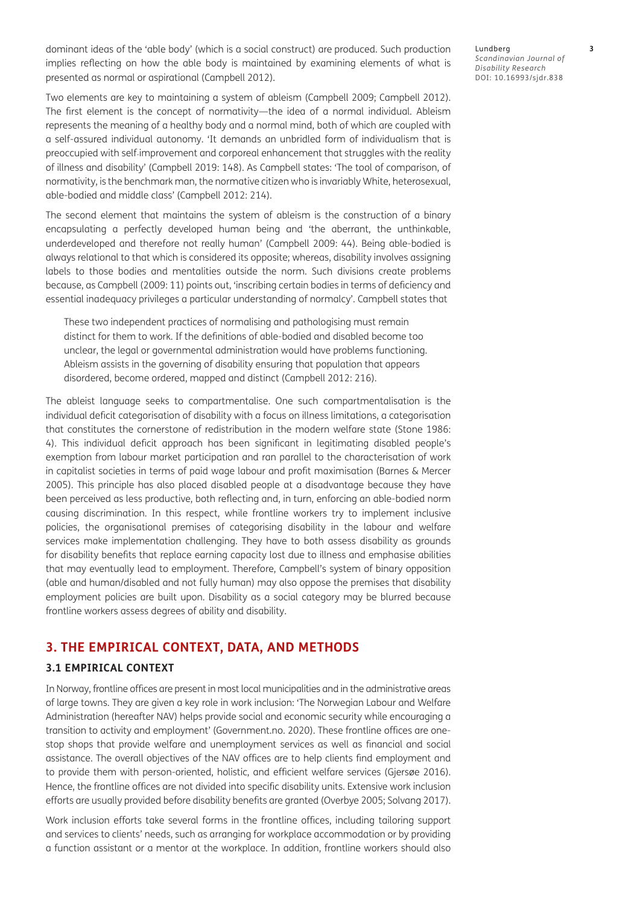dominant ideas of the 'able body' (which is a social construct) are produced. Such production implies reflecting on how the able body is maintained by examining elements of what is presented as normal or aspirational (Campbell 2012).

Two elements are key to maintaining a system of ableism (Campbell 2009; Campbell 2012). The first element is the concept of normativity—the idea of a normal individual. Ableism represents the meaning of a healthy body and a normal mind, both of which are coupled with a self-assured individual autonomy. 'It demands an unbridled form of individualism that is preoccupied with self-improvement and corporeal enhancement that struggles with the reality of illness and disability' (Campbell 2019: 148). As Campbell states: 'The tool of comparison, of normativity, is the benchmark man, the normative citizen who is invariably White, heterosexual, able-bodied and middle class' (Campbell 2012: 214).

The second element that maintains the system of ableism is the construction of a binary encapsulating a perfectly developed human being and 'the aberrant, the unthinkable, underdeveloped and therefore not really human' (Campbell 2009: 44). Being able-bodied is always relational to that which is considered its opposite; whereas, disability involves assigning labels to those bodies and mentalities outside the norm. Such divisions create problems because, as Campbell (2009: 11) points out, 'inscribing certain bodies in terms of deficiency and essential inadequacy privileges a particular understanding of normalcy'. Campbell states that

> These two independent practices of normalising and pathologising must remain distinct for them to work. If the definitions of able-bodied and disabled become too unclear, the legal or governmental administration would have problems functioning. Ableism assists in the governing of disability ensuring that population that appears disordered, become ordered, mapped and distinct (Campbell 2012: 216).

The ableist language seeks to compartmentalise. One such compartmentalisation is the individual deficit categorisation of disability with a focus on illness limitations, a categorisation that constitutes the cornerstone of redistribution in the modern welfare state (Stone 1986: 4). This individual deficit approach has been significant in legitimating disabled people's exemption from labour market participation and ran parallel to the characterisation of work in capitalist societies in terms of paid wage labour and profit maximisation (Barnes & Mercer 2005). This principle has also placed disabled people at a disadvantage because they have been perceived as less productive, both reflecting and, in turn, enforcing an able-bodied norm causing discrimination. In this respect, while frontline workers try to implement inclusive policies, the organisational premises of categorising disability in the labour and welfare services make implementation challenging. They have to both assess disability as grounds for disability benefits that replace earning capacity lost due to illness and emphasise abilities that may eventually lead to employment. Therefore, Campbell's system of binary opposition (able and human/disabled and not fully human) may also oppose the premises that disability employment policies are built upon. Disability as a social category may be blurred because frontline workers assess degrees of ability and disability.

## 3. THE EMPIRICAL CONTEXT, DATA, AND METHODS

### 3.1 EMPIRICAL CONTEXT

In Norway, frontline offices are present in most local municipalities and in the administrative areas of large towns. They are given a key role in work inclusion: 'The Norwegian Labour and Welfare Administration (hereafter NAV) helps provide social and economic security while encouraging a transition to activity and employment' (Government.no. 2020). These frontline offices are one-stop shops that provide welfare and unemployment services as well as financial and social assistance. The overall objectives of the NAV offices are to help clients find employment and to provide them with person-oriented, holistic, and efficient welfare services (Gjersøe 2016). Hence, the frontline offices are not divided into specific disability units. Extensive work inclusion efforts are usually provided before disability benefits are granted (Overbye 2005; Solvang 2017).

Work inclusion efforts take several forms in the frontline offices, including tailoring support and services to clients' needs, such as arranging for workplace accommodation or by providing a function assistant or a mentor at the workplace. In addition, frontline workers should also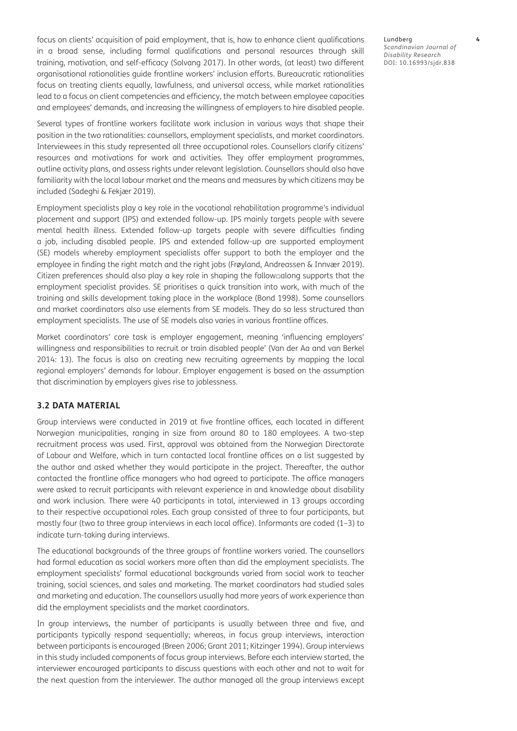focus on clients' acquisition of paid employment, that is, how to enhance client qualifications in a broad sense, including formal qualifications and personal resources through skill training, motivation, and self-efficacy (Solvang 2017). In other words, (at least) two different organisational rationalities guide frontline workers' inclusion efforts. Bureaucratic rationalities focus on treating clients equally, lawfulness, and universal access, while market rationalities lead to a focus on client competencies and efficiency, the match between employee capacities and employees' demands, and increasing the willingness of employers to hire disabled people.

Several types of frontline workers facilitate work inclusion in various ways that shape their position in the two rationalities: counsellors, employment specialists, and market coordinators. Interviewees in this study represented all three occupational roles. Counsellors clarify citizens' resources and motivations for work and activities. They offer employment programmes, outline activity plans, and assess rights under relevant legislation. Counsellors should also have familiarity with the local labour market and the means and measures by which citizens may be included (Sadeghi & Fekjær 2019).

Employment specialists play a key role in the vocational rehabilitation programme's individual placement and support (IPS) and extended follow-up. IPS mainly targets people with severe mental health illness. Extended follow-up targets people with severe difficulties finding a job, including disabled people. IPS and extended follow-up are supported employment (SE) models whereby employment specialists offer support to both the employer and the employee in finding the right match and the right jobs (Frøyland, Andreassen & Innvær 2019). Citizen preferences should also play a key role in shaping the follow□along supports that the employment specialist provides. SE prioritises a quick transition into work, with much of the training and skills development taking place in the workplace (Bond 1998). Some counsellors and market coordinators also use elements from SE models. They do so less structured than employment specialists. The use of SE models also varies in various frontline offices.

Market coordinators' core task is employer engagement, meaning 'influencing employers' willingness and responsibilities to recruit or train disabled people' (Van der Aa and van Berkel 2014: 13). The focus is also on creating new recruiting agreements by mapping the local regional employers' demands for labour. Employer engagement is based on the assumption that discrimination by employers gives rise to joblessness.

### 3.2 DATA MATERIAL

Group interviews were conducted in 2019 at five frontline offices, each located in different Norwegian municipalities, ranging in size from around 80 to 180 employees. A two-step recruitment process was used. First, approval was obtained from the Norwegian Directorate of Labour and Welfare, which in turn contacted local frontline offices on a list suggested by the author and asked whether they would participate in the project. Thereafter, the author contacted the frontline office managers who had agreed to participate. The office managers were asked to recruit participants with relevant experience in and knowledge about disability and work inclusion. There were 40 participants in total, interviewed in 13 groups according to their respective occupational roles. Each group consisted of three to four participants, but mostly four (two to three group interviews in each local office). Informants are coded (1–3) to indicate turn-taking during interviews.

The educational backgrounds of the three groups of frontline workers varied. The counsellors had formal education as social workers more often than did the employment specialists. The employment specialists' formal educational backgrounds varied from social work to teacher training, social sciences, and sales and marketing. The market coordinators had studied sales and marketing and education. The counsellors usually had more years of work experience than did the employment specialists and the market coordinators.

In group interviews, the number of participants is usually between three and five, and participants typically respond sequentially; whereas, in focus group interviews, interaction between participants is encouraged (Breen 2006; Grant 2011; Kitzinger 1994). Group interviews in this study included components of focus group interviews. Before each interview started, the interviewer encouraged participants to discuss questions with each other and not to wait for the next question from the interviewer. The author managed all the group interviews except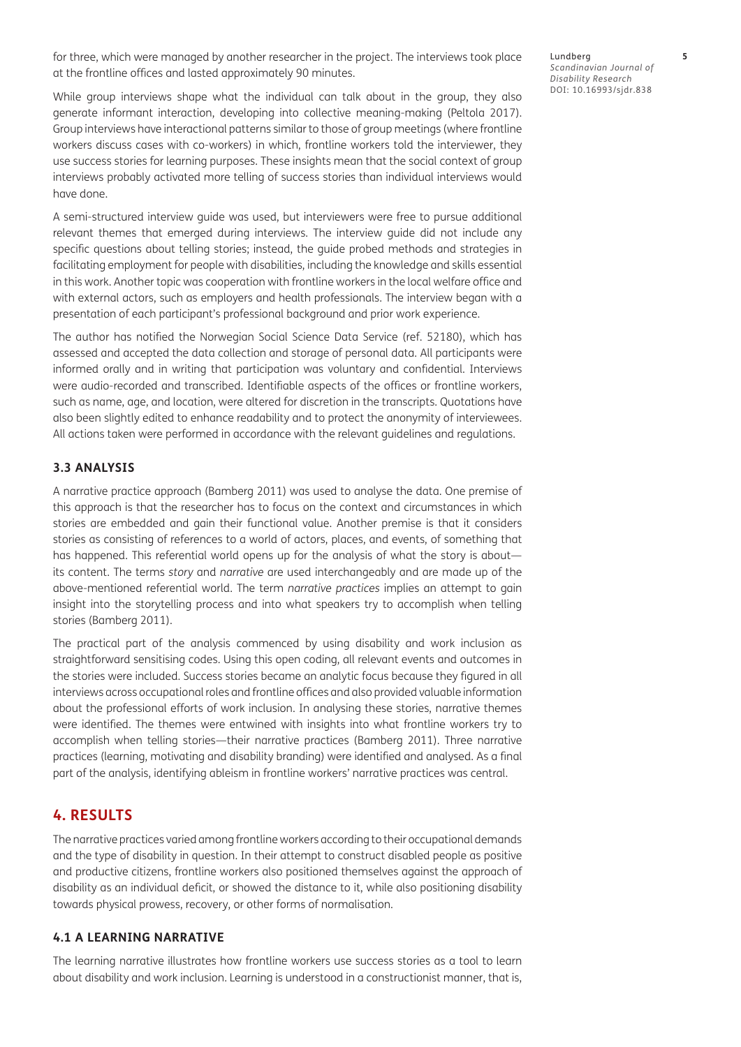for three, which were managed by another researcher in the project. The interviews took place at the frontline offices and lasted approximately 90 minutes.

While group interviews shape what the individual can talk about in the group, they also generate informant interaction, developing into collective meaning-making (Peltola 2017). Group interviews have interactional patterns similar to those of group meetings (where frontline workers discuss cases with co-workers) in which, frontline workers told the interviewer, they use success stories for learning purposes. These insights mean that the social context of group interviews probably activated more telling of success stories than individual interviews would have done.

A semi-structured interview guide was used, but interviewers were free to pursue additional relevant themes that emerged during interviews. The interview guide did not include any specific questions about telling stories; instead, the guide probed methods and strategies in facilitating employment for people with disabilities, including the knowledge and skills essential in this work. Another topic was cooperation with frontline workers in the local welfare office and with external actors, such as employers and health professionals. The interview began with a presentation of each participant's professional background and prior work experience.

The author has notified the Norwegian Social Science Data Service (ref. 52180), which has assessed and accepted the data collection and storage of personal data. All participants were informed orally and in writing that participation was voluntary and confidential. Interviews were audio-recorded and transcribed. Identifiable aspects of the offices or frontline workers, such as name, age, and location, were altered for discretion in the transcripts. Quotations have also been slightly edited to enhance readability and to protect the anonymity of interviewees. All actions taken were performed in accordance with the relevant guidelines and regulations.

### 3.3 ANALYSIS

A narrative practice approach (Bamberg 2011) was used to analyse the data. One premise of this approach is that the researcher has to focus on the context and circumstances in which stories are embedded and gain their functional value. Another premise is that it considers stories as consisting of references to a world of actors, places, and events, of something that has happened. This referential world opens up for the analysis of what the story is about—its content. The terms *story* and *narrative* are used interchangeably and are made up of the above-mentioned referential world. The term *narrative practices* implies an attempt to gain insight into the storytelling process and into what speakers try to accomplish when telling stories (Bamberg 2011).

The practical part of the analysis commenced by using disability and work inclusion as straightforward sensitising codes. Using this open coding, all relevant events and outcomes in the stories were included. Success stories became an analytic focus because they figured in all interviews across occupational roles and frontline offices and also provided valuable information about the professional efforts of work inclusion. In analysing these stories, narrative themes were identified. The themes were entwined with insights into what frontline workers try to accomplish when telling stories—their narrative practices (Bamberg 2011). Three narrative practices (learning, motivating and disability branding) were identified and analysed. As a final part of the analysis, identifying ableism in frontline workers' narrative practices was central.

## 4. RESULTS

The narrative practices varied among frontline workers according to their occupational demands and the type of disability in question. In their attempt to construct disabled people as positive and productive citizens, frontline workers also positioned themselves against the approach of disability as an individual deficit, or showed the distance to it, while also positioning disability towards physical prowess, recovery, or other forms of normalisation.

### 4.1 A LEARNING NARRATIVE

The learning narrative illustrates how frontline workers use success stories as a tool to learn about disability and work inclusion. Learning is understood in a constructionist manner, that is,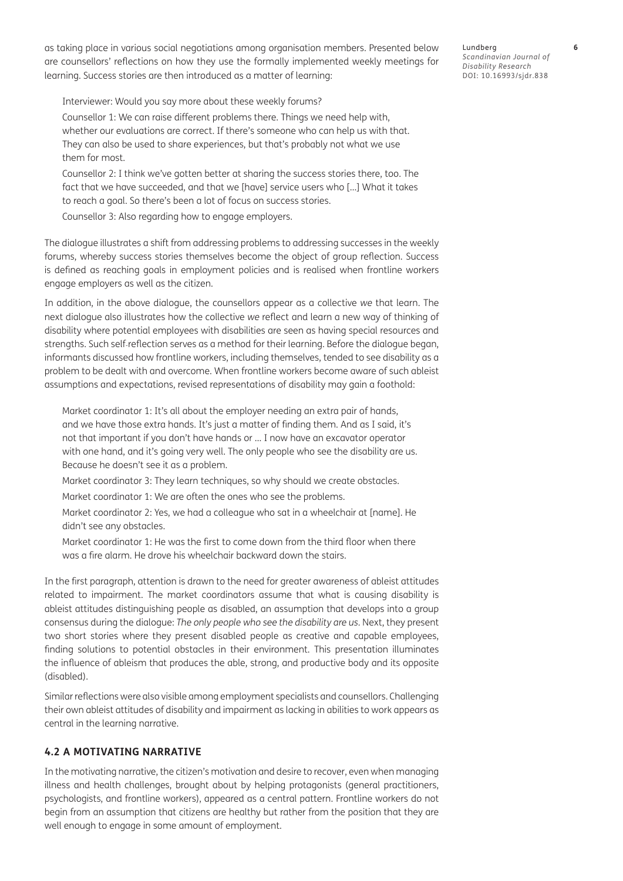as taking place in various social negotiations among organisation members. Presented below are counsellors' reflections on how they use the formally implemented weekly meetings for learning. Success stories are then introduced as a matter of learning:

> Interviewer: Would you say more about these weekly forums?
>
> Counsellor 1: We can raise different problems there. Things we need help with, whether our evaluations are correct. If there's someone who can help us with that. They can also be used to share experiences, but that's probably not what we use them for most.
>
> Counsellor 2: I think we've gotten better at sharing the success stories there, too. The fact that we have succeeded, and that we [have] service users who [...] What it takes to reach a goal. So there's been a lot of focus on success stories.
>
> Counsellor 3: Also regarding how to engage employers.

The dialogue illustrates a shift from addressing problems to addressing successes in the weekly forums, whereby success stories themselves become the object of group reflection. Success is defined as reaching goals in employment policies and is realised when frontline workers engage employers as well as the citizen.

In addition, in the above dialogue, the counsellors appear as a collective *we* that learn. The next dialogue also illustrates how the collective *we* reflect and learn a new way of thinking of disability where potential employees with disabilities are seen as having special resources and strengths. Such self-reflection serves as a method for their learning. Before the dialogue began, informants discussed how frontline workers, including themselves, tended to see disability as a problem to be dealt with and overcome. When frontline workers become aware of such ableist assumptions and expectations, revised representations of disability may gain a foothold:

> Market coordinator 1: It's all about the employer needing an extra pair of hands, and we have those extra hands. It's just a matter of finding them. And as I said, it's not that important if you don't have hands or ... I now have an excavator operator with one hand, and it's going very well. The only people who see the disability are us. Because he doesn't see it as a problem.
>
> Market coordinator 3: They learn techniques, so why should we create obstacles.
>
> Market coordinator 1: We are often the ones who see the problems.
>
> Market coordinator 2: Yes, we had a colleague who sat in a wheelchair at [name]. He didn't see any obstacles.
>
> Market coordinator 1: He was the first to come down from the third floor when there was a fire alarm. He drove his wheelchair backward down the stairs.

In the first paragraph, attention is drawn to the need for greater awareness of ableist attitudes related to impairment. The market coordinators assume that what is causing disability is ableist attitudes distinguishing people as disabled, an assumption that develops into a group consensus during the dialogue: *The only people who see the disability are us*. Next, they present two short stories where they present disabled people as creative and capable employees, finding solutions to potential obstacles in their environment. This presentation illuminates the influence of ableism that produces the able, strong, and productive body and its opposite (disabled).

Similar reflections were also visible among employment specialists and counsellors. Challenging their own ableist attitudes of disability and impairment as lacking in abilities to work appears as central in the learning narrative.

### 4.2 A MOTIVATING NARRATIVE

In the motivating narrative, the citizen's motivation and desire to recover, even when managing illness and health challenges, brought about by helping protagonists (general practitioners, psychologists, and frontline workers), appeared as a central pattern. Frontline workers do not begin from an assumption that citizens are healthy but rather from the position that they are well enough to engage in some amount of employment.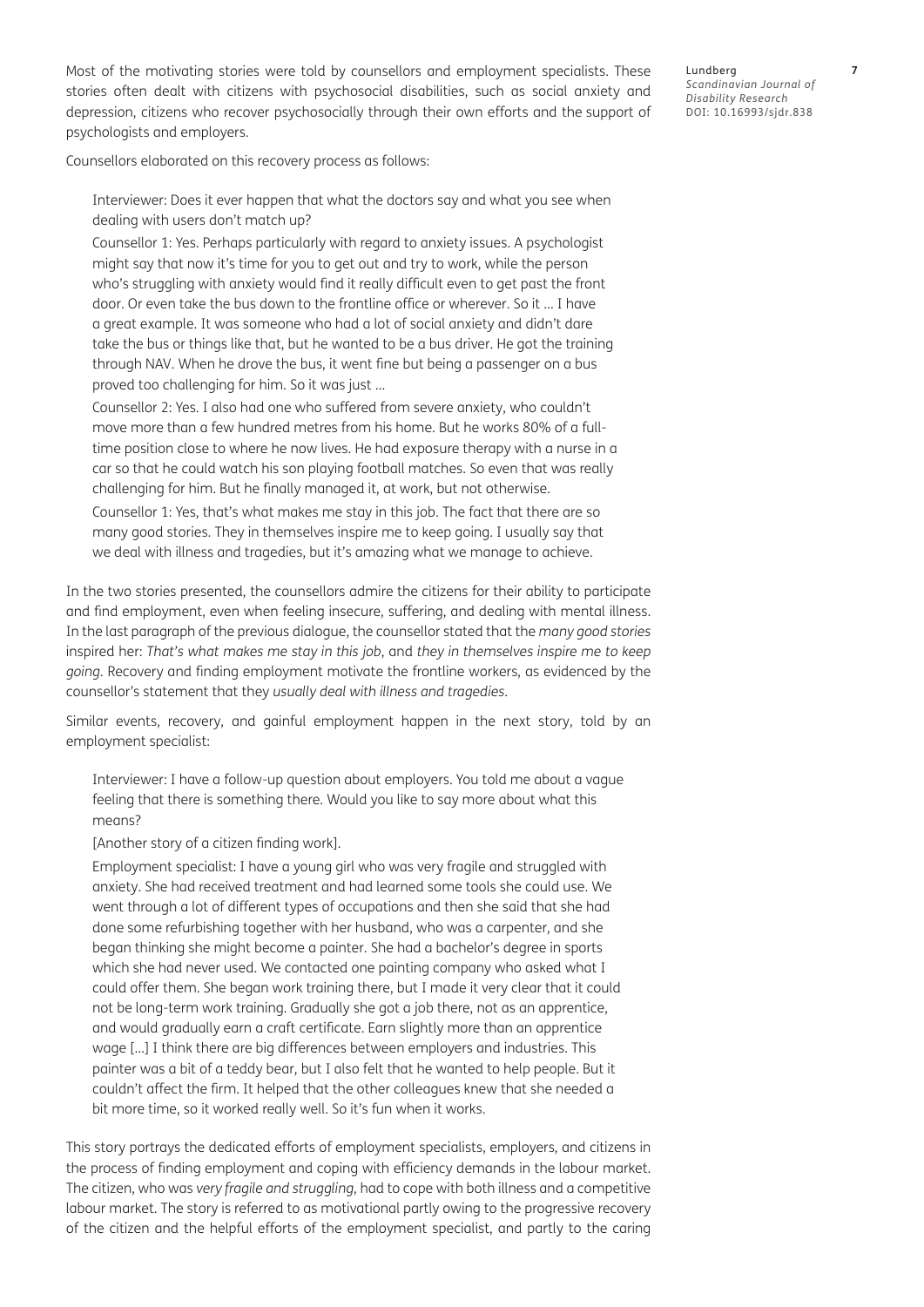Most of the motivating stories were told by counsellors and employment specialists. These stories often dealt with citizens with psychosocial disabilities, such as social anxiety and depression, citizens who recover psychosocially through their own efforts and the support of psychologists and employers.

Counsellors elaborated on this recovery process as follows:

> Interviewer: Does it ever happen that what the doctors say and what you see when dealing with users don't match up?
>
> Counsellor 1: Yes. Perhaps particularly with regard to anxiety issues. A psychologist might say that now it's time for you to get out and try to work, while the person who's struggling with anxiety would find it really difficult even to get past the front door. Or even take the bus down to the frontline office or wherever. So it … I have a great example. It was someone who had a lot of social anxiety and didn't dare take the bus or things like that, but he wanted to be a bus driver. He got the training through NAV. When he drove the bus, it went fine but being a passenger on a bus proved too challenging for him. So it was just …
>
> Counsellor 2: Yes. I also had one who suffered from severe anxiety, who couldn't move more than a few hundred metres from his home. But he works 80% of a full-time position close to where he now lives. He had exposure therapy with a nurse in a car so that he could watch his son playing football matches. So even that was really challenging for him. But he finally managed it, at work, but not otherwise.
>
> Counsellor 1: Yes, that's what makes me stay in this job. The fact that there are so many good stories. They in themselves inspire me to keep going. I usually say that we deal with illness and tragedies, but it's amazing what we manage to achieve.

In the two stories presented, the counsellors admire the citizens for their ability to participate and find employment, even when feeling insecure, suffering, and dealing with mental illness. In the last paragraph of the previous dialogue, the counsellor stated that the *many good stories* inspired her: *That's what makes me stay in this job*, and *they in themselves inspire me to keep going*. Recovery and finding employment motivate the frontline workers, as evidenced by the counsellor's statement that they *usually deal with illness and tragedies*.

Similar events, recovery, and gainful employment happen in the next story, told by an employment specialist:

> Interviewer: I have a follow-up question about employers. You told me about a vague feeling that there is something there. Would you like to say more about what this means?
>
> [Another story of a citizen finding work].
>
> Employment specialist: I have a young girl who was very fragile and struggled with anxiety. She had received treatment and had learned some tools she could use. We went through a lot of different types of occupations and then she said that she had done some refurbishing together with her husband, who was a carpenter, and she began thinking she might become a painter. She had a bachelor's degree in sports which she had never used. We contacted one painting company who asked what I could offer them. She began work training there, but I made it very clear that it could not be long-term work training. Gradually she got a job there, not as an apprentice, and would gradually earn a craft certificate. Earn slightly more than an apprentice wage […] I think there are big differences between employers and industries. This painter was a bit of a teddy bear, but I also felt that he wanted to help people. But it couldn't affect the firm. It helped that the other colleagues knew that she needed a bit more time, so it worked really well. So it's fun when it works.

This story portrays the dedicated efforts of employment specialists, employers, and citizens in the process of finding employment and coping with efficiency demands in the labour market. The citizen, who was *very fragile and struggling*, had to cope with both illness and a competitive labour market. The story is referred to as motivational partly owing to the progressive recovery of the citizen and the helpful efforts of the employment specialist, and partly to the caring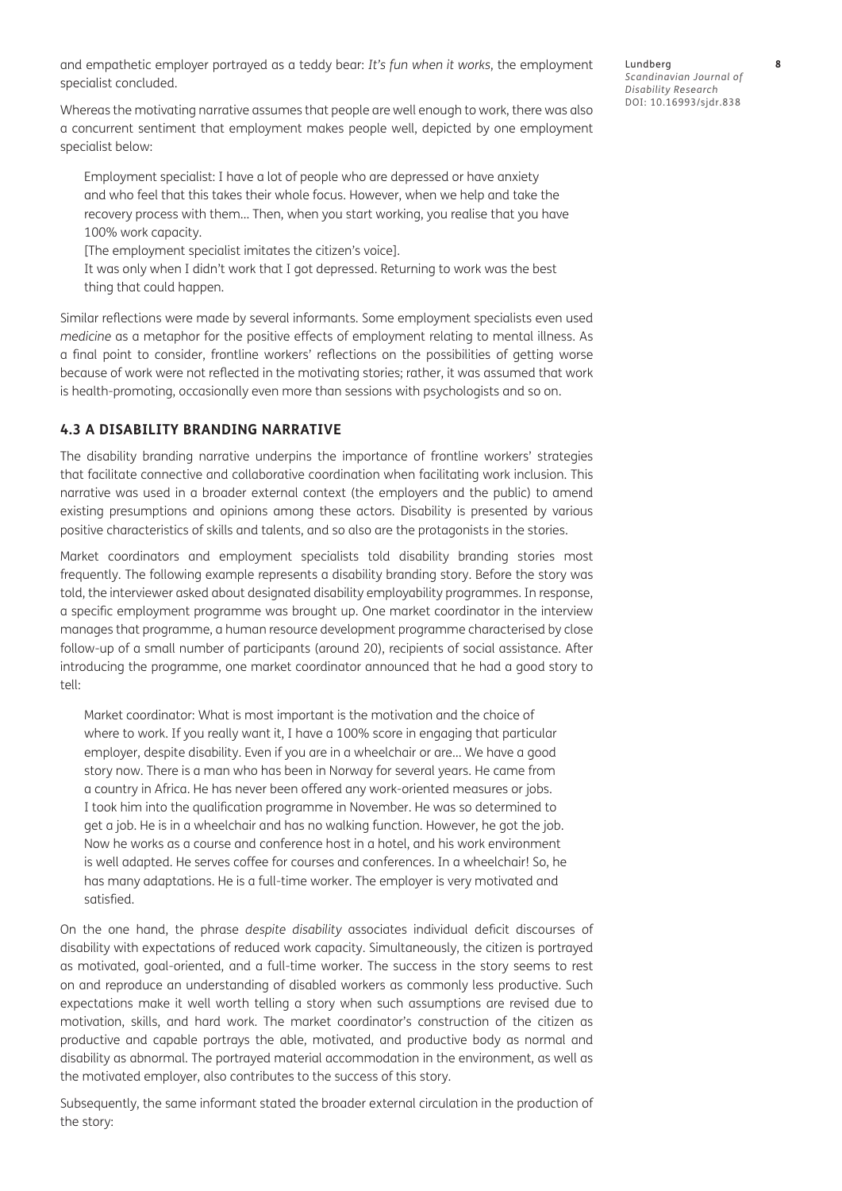and empathetic employer portrayed as a teddy bear: *It's fun when it works*, the employment specialist concluded.

Whereas the motivating narrative assumes that people are well enough to work, there was also a concurrent sentiment that employment makes people well, depicted by one employment specialist below:

> Employment specialist: I have a lot of people who are depressed or have anxiety and who feel that this takes their whole focus. However, when we help and take the recovery process with them… Then, when you start working, you realise that you have 100% work capacity.
>
> [The employment specialist imitates the citizen's voice].
>
> It was only when I didn't work that I got depressed. Returning to work was the best thing that could happen.

Similar reflections were made by several informants. Some employment specialists even used *medicine* as a metaphor for the positive effects of employment relating to mental illness. As a final point to consider, frontline workers' reflections on the possibilities of getting worse because of work were not reflected in the motivating stories; rather, it was assumed that work is health-promoting, occasionally even more than sessions with psychologists and so on.

### 4.3 A DISABILITY BRANDING NARRATIVE

The disability branding narrative underpins the importance of frontline workers' strategies that facilitate connective and collaborative coordination when facilitating work inclusion. This narrative was used in a broader external context (the employers and the public) to amend existing presumptions and opinions among these actors. Disability is presented by various positive characteristics of skills and talents, and so also are the protagonists in the stories.

Market coordinators and employment specialists told disability branding stories most frequently. The following example represents a disability branding story. Before the story was told, the interviewer asked about designated disability employability programmes. In response, a specific employment programme was brought up. One market coordinator in the interview manages that programme, a human resource development programme characterised by close follow-up of a small number of participants (around 20), recipients of social assistance. After introducing the programme, one market coordinator announced that he had a good story to tell:

> Market coordinator: What is most important is the motivation and the choice of where to work. If you really want it, I have a 100% score in engaging that particular employer, despite disability. Even if you are in a wheelchair or are… We have a good story now. There is a man who has been in Norway for several years. He came from a country in Africa. He has never been offered any work-oriented measures or jobs. I took him into the qualification programme in November. He was so determined to get a job. He is in a wheelchair and has no walking function. However, he got the job. Now he works as a course and conference host in a hotel, and his work environment is well adapted. He serves coffee for courses and conferences. In a wheelchair! So, he has many adaptations. He is a full-time worker. The employer is very motivated and satisfied.

On the one hand, the phrase *despite disability* associates individual deficit discourses of disability with expectations of reduced work capacity. Simultaneously, the citizen is portrayed as motivated, goal-oriented, and a full-time worker. The success in the story seems to rest on and reproduce an understanding of disabled workers as commonly less productive. Such expectations make it well worth telling a story when such assumptions are revised due to motivation, skills, and hard work. The market coordinator's construction of the citizen as productive and capable portrays the able, motivated, and productive body as normal and disability as abnormal. The portrayed material accommodation in the environment, as well as the motivated employer, also contributes to the success of this story.

Subsequently, the same informant stated the broader external circulation in the production of the story: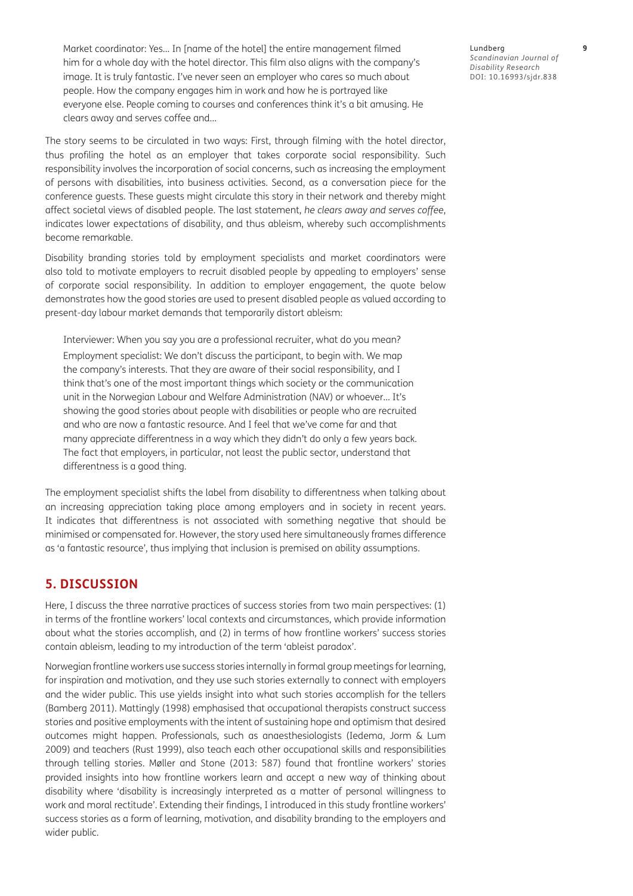> Market coordinator: Yes… In [name of the hotel] the entire management filmed him for a whole day with the hotel director. This film also aligns with the company's image. It is truly fantastic. I've never seen an employer who cares so much about people. How the company engages him in work and how he is portrayed like everyone else. People coming to courses and conferences think it's a bit amusing. He clears away and serves coffee and…

The story seems to be circulated in two ways: First, through filming with the hotel director, thus profiling the hotel as an employer that takes corporate social responsibility. Such responsibility involves the incorporation of social concerns, such as increasing the employment of persons with disabilities, into business activities. Second, as a conversation piece for the conference guests. These guests might circulate this story in their network and thereby might affect societal views of disabled people. The last statement, *he clears away and serves coffee*, indicates lower expectations of disability, and thus ableism, whereby such accomplishments become remarkable.

Disability branding stories told by employment specialists and market coordinators were also told to motivate employers to recruit disabled people by appealing to employers' sense of corporate social responsibility. In addition to employer engagement, the quote below demonstrates how the good stories are used to present disabled people as valued according to present-day labour market demands that temporarily distort ableism:

> Interviewer: When you say you are a professional recruiter, what do you mean?
>
> Employment specialist: We don't discuss the participant, to begin with. We map the company's interests. That they are aware of their social responsibility, and I think that's one of the most important things which society or the communication unit in the Norwegian Labour and Welfare Administration (NAV) or whoever… It's showing the good stories about people with disabilities or people who are recruited and who are now a fantastic resource. And I feel that we've come far and that many appreciate differentness in a way which they didn't do only a few years back. The fact that employers, in particular, not least the public sector, understand that differentness is a good thing.

The employment specialist shifts the label from disability to differentness when talking about an increasing appreciation taking place among employers and in society in recent years. It indicates that differentness is not associated with something negative that should be minimised or compensated for. However, the story used here simultaneously frames difference as 'a fantastic resource', thus implying that inclusion is premised on ability assumptions.

## 5. DISCUSSION

Here, I discuss the three narrative practices of success stories from two main perspectives: (1) in terms of the frontline workers' local contexts and circumstances, which provide information about what the stories accomplish, and (2) in terms of how frontline workers' success stories contain ableism, leading to my introduction of the term 'ableist paradox'.

Norwegian frontline workers use success stories internally in formal group meetings for learning, for inspiration and motivation, and they use such stories externally to connect with employers and the wider public. This use yields insight into what such stories accomplish for the tellers (Bamberg 2011). Mattingly (1998) emphasised that occupational therapists construct success stories and positive employments with the intent of sustaining hope and optimism that desired outcomes might happen. Professionals, such as anaesthesiologists (Iedema, Jorm & Lum 2009) and teachers (Rust 1999), also teach each other occupational skills and responsibilities through telling stories. Møller and Stone (2013: 587) found that frontline workers' stories provided insights into how frontline workers learn and accept a new way of thinking about disability where 'disability is increasingly interpreted as a matter of personal willingness to work and moral rectitude'. Extending their findings, I introduced in this study frontline workers' success stories as a form of learning, motivation, and disability branding to the employers and wider public.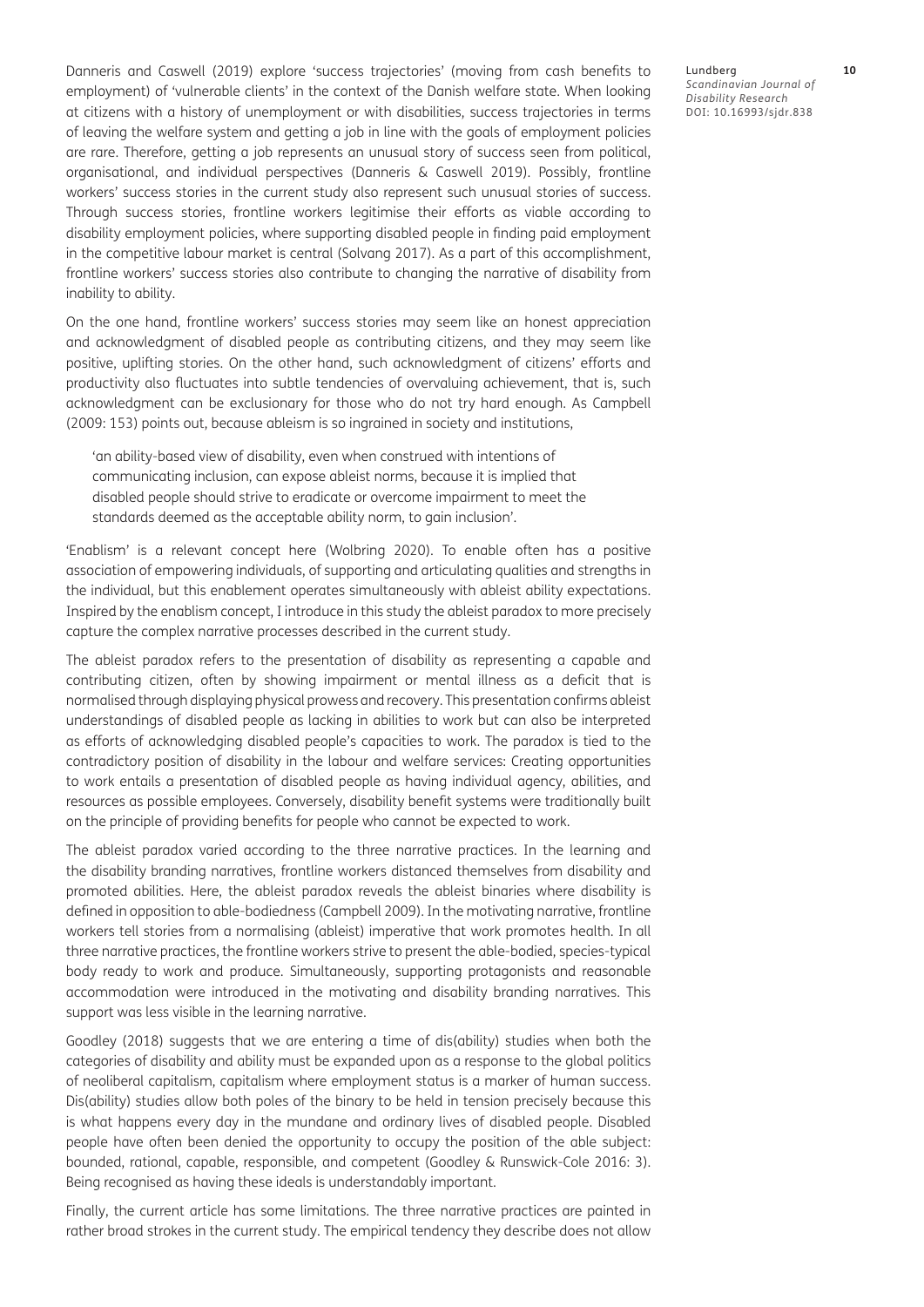Danneris and Caswell (2019) explore 'success trajectories' (moving from cash benefits to employment) of 'vulnerable clients' in the context of the Danish welfare state. When looking at citizens with a history of unemployment or with disabilities, success trajectories in terms of leaving the welfare system and getting a job in line with the goals of employment policies are rare. Therefore, getting a job represents an unusual story of success seen from political, organisational, and individual perspectives (Danneris & Caswell 2019). Possibly, frontline workers' success stories in the current study also represent such unusual stories of success. Through success stories, frontline workers legitimise their efforts as viable according to disability employment policies, where supporting disabled people in finding paid employment in the competitive labour market is central (Solvang 2017). As a part of this accomplishment, frontline workers' success stories also contribute to changing the narrative of disability from inability to ability.

On the one hand, frontline workers' success stories may seem like an honest appreciation and acknowledgment of disabled people as contributing citizens, and they may seem like positive, uplifting stories. On the other hand, such acknowledgment of citizens' efforts and productivity also fluctuates into subtle tendencies of overvaluing achievement, that is, such acknowledgment can be exclusionary for those who do not try hard enough. As Campbell (2009: 153) points out, because ableism is so ingrained in society and institutions,

> 'an ability-based view of disability, even when construed with intentions of communicating inclusion, can expose ableist norms, because it is implied that disabled people should strive to eradicate or overcome impairment to meet the standards deemed as the acceptable ability norm, to gain inclusion'.

'Enablism' is a relevant concept here (Wolbring 2020). To enable often has a positive association of empowering individuals, of supporting and articulating qualities and strengths in the individual, but this enablement operates simultaneously with ableist ability expectations. Inspired by the enablism concept, I introduce in this study the ableist paradox to more precisely capture the complex narrative processes described in the current study.

The ableist paradox refers to the presentation of disability as representing a capable and contributing citizen, often by showing impairment or mental illness as a deficit that is normalised through displaying physical prowess and recovery. This presentation confirms ableist understandings of disabled people as lacking in abilities to work but can also be interpreted as efforts of acknowledging disabled people's capacities to work. The paradox is tied to the contradictory position of disability in the labour and welfare services: Creating opportunities to work entails a presentation of disabled people as having individual agency, abilities, and resources as possible employees. Conversely, disability benefit systems were traditionally built on the principle of providing benefits for people who cannot be expected to work.

The ableist paradox varied according to the three narrative practices. In the learning and the disability branding narratives, frontline workers distanced themselves from disability and promoted abilities. Here, the ableist paradox reveals the ableist binaries where disability is defined in opposition to able-bodiedness (Campbell 2009). In the motivating narrative, frontline workers tell stories from a normalising (ableist) imperative that work promotes health. In all three narrative practices, the frontline workers strive to present the able-bodied, species-typical body ready to work and produce. Simultaneously, supporting protagonists and reasonable accommodation were introduced in the motivating and disability branding narratives. This support was less visible in the learning narrative.

Goodley (2018) suggests that we are entering a time of dis(ability) studies when both the categories of disability and ability must be expanded upon as a response to the global politics of neoliberal capitalism, capitalism where employment status is a marker of human success. Dis(ability) studies allow both poles of the binary to be held in tension precisely because this is what happens every day in the mundane and ordinary lives of disabled people. Disabled people have often been denied the opportunity to occupy the position of the able subject: bounded, rational, capable, responsible, and competent (Goodley & Runswick-Cole 2016: 3). Being recognised as having these ideals is understandably important.

Finally, the current article has some limitations. The three narrative practices are painted in rather broad strokes in the current study. The empirical tendency they describe does not allow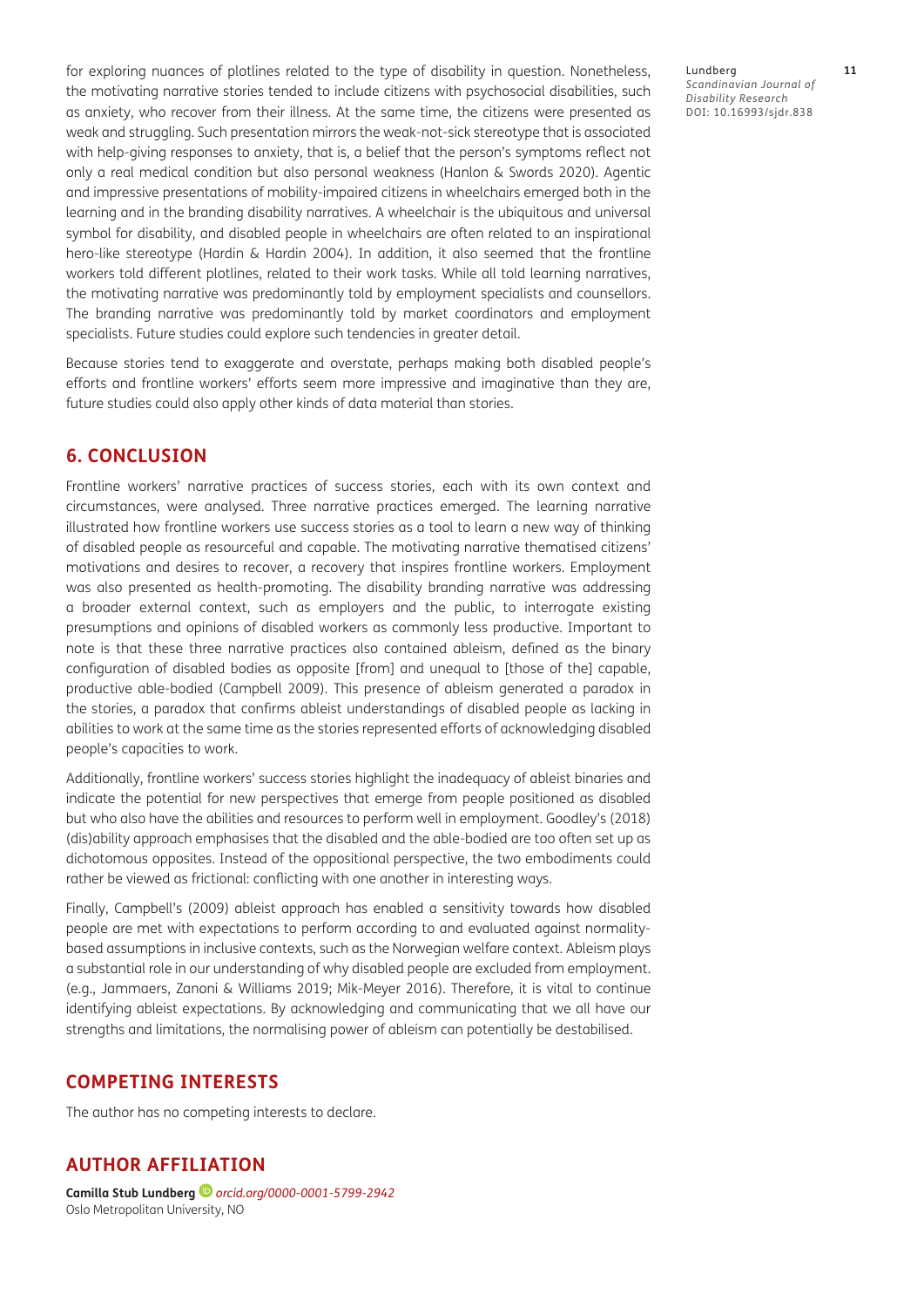for exploring nuances of plotlines related to the type of disability in question. Nonetheless, the motivating narrative stories tended to include citizens with psychosocial disabilities, such as anxiety, who recover from their illness. At the same time, the citizens were presented as weak and struggling. Such presentation mirrors the weak-not-sick stereotype that is associated with help-giving responses to anxiety, that is, a belief that the person's symptoms reflect not only a real medical condition but also personal weakness (Hanlon & Swords 2020). Agentic and impressive presentations of mobility-impaired citizens in wheelchairs emerged both in the learning and in the branding disability narratives. A wheelchair is the ubiquitous and universal symbol for disability, and disabled people in wheelchairs are often related to an inspirational hero-like stereotype (Hardin & Hardin 2004). In addition, it also seemed that the frontline workers told different plotlines, related to their work tasks. While all told learning narratives, the motivating narrative was predominantly told by employment specialists and counsellors. The branding narrative was predominantly told by market coordinators and employment specialists. Future studies could explore such tendencies in greater detail.

Because stories tend to exaggerate and overstate, perhaps making both disabled people's efforts and frontline workers' efforts seem more impressive and imaginative than they are, future studies could also apply other kinds of data material than stories.

## 6. CONCLUSION

Frontline workers' narrative practices of success stories, each with its own context and circumstances, were analysed. Three narrative practices emerged. The learning narrative illustrated how frontline workers use success stories as a tool to learn a new way of thinking of disabled people as resourceful and capable. The motivating narrative thematised citizens' motivations and desires to recover, a recovery that inspires frontline workers. Employment was also presented as health-promoting. The disability branding narrative was addressing a broader external context, such as employers and the public, to interrogate existing presumptions and opinions of disabled workers as commonly less productive. Important to note is that these three narrative practices also contained ableism, defined as the binary configuration of disabled bodies as opposite [from] and unequal to [those of the] capable, productive able-bodied (Campbell 2009). This presence of ableism generated a paradox in the stories, a paradox that confirms ableist understandings of disabled people as lacking in abilities to work at the same time as the stories represented efforts of acknowledging disabled people's capacities to work.

Additionally, frontline workers' success stories highlight the inadequacy of ableist binaries and indicate the potential for new perspectives that emerge from people positioned as disabled but who also have the abilities and resources to perform well in employment. Goodley's (2018) (dis)ability approach emphasises that the disabled and the able-bodied are too often set up as dichotomous opposites. Instead of the oppositional perspective, the two embodiments could rather be viewed as frictional: conflicting with one another in interesting ways.

Finally, Campbell's (2009) ableist approach has enabled a sensitivity towards how disabled people are met with expectations to perform according to and evaluated against normality-based assumptions in inclusive contexts, such as the Norwegian welfare context. Ableism plays a substantial role in our understanding of why disabled people are excluded from employment. (e.g., Jammaers, Zanoni & Williams 2019; Mik-Meyer 2016). Therefore, it is vital to continue identifying ableist expectations. By acknowledging and communicating that we all have our strengths and limitations, the normalising power of ableism can potentially be destabilised.

## COMPETING INTERESTS

The author has no competing interests to declare.

## AUTHOR AFFILIATION

**Camilla Stub Lundberg** *orcid.org/0000-0001-5799-2942*
Oslo Metropolitan University, NO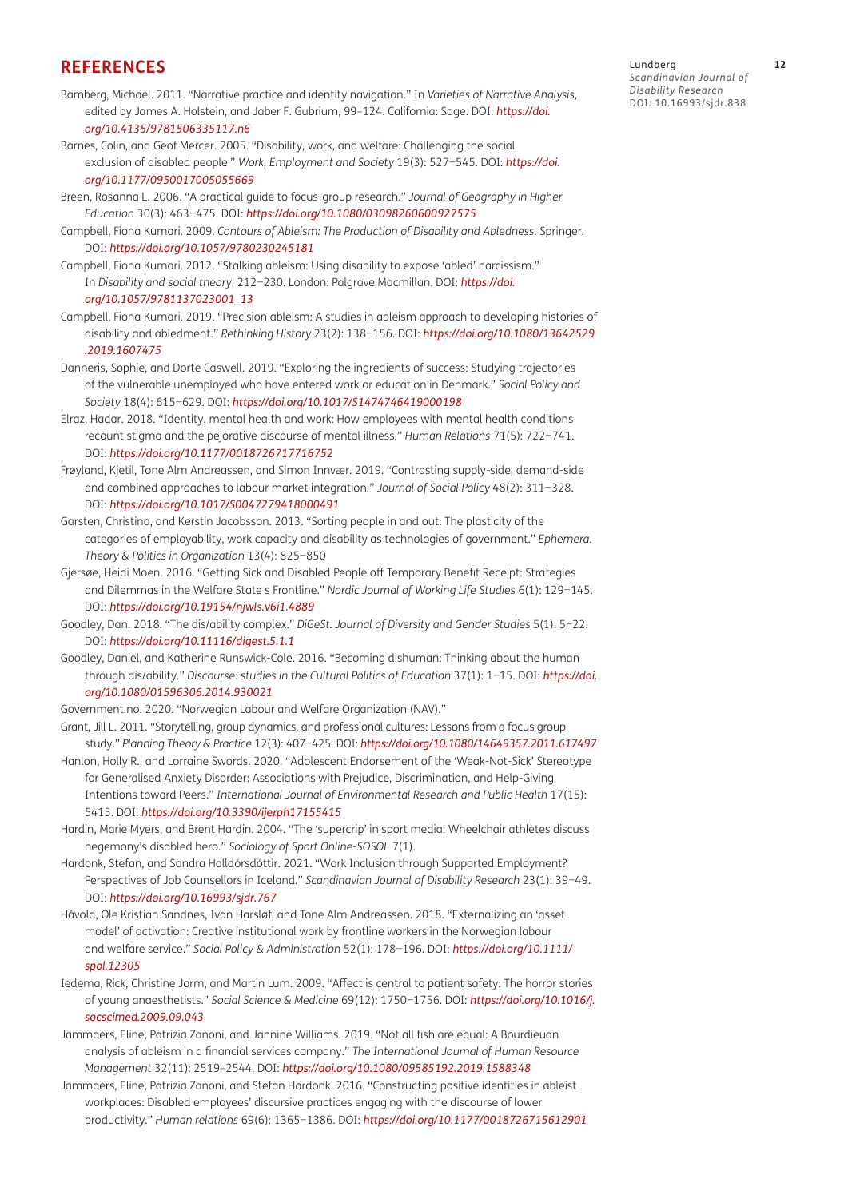## REFERENCES

Bamberg, Michael. 2011. "Narrative practice and identity navigation." In *Varieties of Narrative Analysis*, edited by James A. Holstein, and Jaber F. Gubrium, 99–124. California: Sage. DOI: *https://doi.org/10.4135/9781506335117.n6*

Barnes, Colin, and Geof Mercer. 2005. "Disability, work, and welfare: Challenging the social exclusion of disabled people." *Work, Employment and Society* 19(3): 527–545. DOI: *https://doi.org/10.1177/0950017005055669*

Breen, Rosanna L. 2006. "A practical guide to focus-group research." *Journal of Geography in Higher Education* 30(3): 463–475. DOI: *https://doi.org/10.1080/03098260600927575*

Campbell, Fiona Kumari. 2009. *Contours of Ableism: The Production of Disability and Abledness*. Springer. DOI: *https://doi.org/10.1057/9780230245181*

Campbell, Fiona Kumari. 2012. "Stalking ableism: Using disability to expose 'abled' narcissism." In *Disability and social theory*, 212–230. London: Palgrave Macmillan. DOI: *https://doi.org/10.1057/9781137023001_13*

Campbell, Fiona Kumari. 2019. "Precision ableism: A studies in ableism approach to developing histories of disability and abledment." *Rethinking History* 23(2): 138–156. DOI: *https://doi.org/10.1080/13642529.2019.1607475*

Danneris, Sophie, and Dorte Caswell. 2019. "Exploring the ingredients of success: Studying trajectories of the vulnerable unemployed who have entered work or education in Denmark." *Social Policy and Society* 18(4): 615–629. DOI: *https://doi.org/10.1017/S1474746419000198*

Elraz, Hadar. 2018. "Identity, mental health and work: How employees with mental health conditions recount stigma and the pejorative discourse of mental illness." *Human Relations* 71(5): 722–741. DOI: *https://doi.org/10.1177/0018726717716752*

Frøyland, Kjetil, Tone Alm Andreassen, and Simon Innvær. 2019. "Contrasting supply-side, demand-side and combined approaches to labour market integration." *Journal of Social Policy* 48(2): 311–328. DOI: *https://doi.org/10.1017/S0047279418000491*

Garsten, Christina, and Kerstin Jacobsson. 2013. "Sorting people in and out: The plasticity of the categories of employability, work capacity and disability as technologies of government." *Ephemera. Theory & Politics in Organization* 13(4): 825–850

Gjersøe, Heidi Moen. 2016. "Getting Sick and Disabled People off Temporary Benefit Receipt: Strategies and Dilemmas in the Welfare State s Frontline." *Nordic Journal of Working Life Studies* 6(1): 129–145. DOI: *https://doi.org/10.19154/njwls.v6i1.4889*

Goodley, Dan. 2018. "The dis/ability complex." *DiGeSt. Journal of Diversity and Gender Studies* 5(1): 5–22. DOI: *https://doi.org/10.11116/digest.5.1.1*

Goodley, Daniel, and Katherine Runswick-Cole. 2016. "Becoming dishuman: Thinking about the human through dis/ability." *Discourse: studies in the Cultural Politics of Education* 37(1): 1–15. DOI: *https://doi.org/10.1080/01596306.2014.930021*

Government.no. 2020. "Norwegian Labour and Welfare Organization (NAV)."

Grant, Jill L. 2011. "Storytelling, group dynamics, and professional cultures: Lessons from a focus group study." *Planning Theory & Practice* 12(3): 407–425. DOI: *https://doi.org/10.1080/14649357.2011.617497*

Hanlon, Holly R., and Lorraine Swords. 2020. "Adolescent Endorsement of the 'Weak-Not-Sick' Stereotype for Generalised Anxiety Disorder: Associations with Prejudice, Discrimination, and Help-Giving Intentions toward Peers." *International Journal of Environmental Research and Public Health* 17(15): 5415. DOI: *https://doi.org/10.3390/ijerph17155415*

Hardin, Marie Myers, and Brent Hardin. 2004. "The 'supercrip' in sport media: Wheelchair athletes discuss hegemony's disabled hero." *Sociology of Sport Online-SOSOL* 7(1).

Hardonk, Stefan, and Sandra Halldórsdóttir. 2021. "Work Inclusion through Supported Employment? Perspectives of Job Counsellors in Iceland." *Scandinavian Journal of Disability Research* 23(1): 39–49. DOI: *https://doi.org/10.16993/sjdr.767*

Håvold, Ole Kristian Sandnes, Ivan Harsløf, and Tone Alm Andreassen. 2018. "Externalizing an 'asset model' of activation: Creative institutional work by frontline workers in the Norwegian labour and welfare service." *Social Policy & Administration* 52(1): 178–196. DOI: *https://doi.org/10.1111/spol.12305*

Iedema, Rick, Christine Jorm, and Martin Lum. 2009. "Affect is central to patient safety: The horror stories of young anaesthetists." *Social Science & Medicine* 69(12): 1750–1756. DOI: *https://doi.org/10.1016/j.socscimed.2009.09.043*

Jammaers, Eline, Patrizia Zanoni, and Jannine Williams. 2019. "Not all fish are equal: A Bourdieuan analysis of ableism in a financial services company." *The International Journal of Human Resource Management* 32(11): 2519–2544. DOI: *https://doi.org/10.1080/09585192.2019.1588348*

Jammaers, Eline, Patrizia Zanoni, and Stefan Hardonk. 2016. "Constructing positive identities in ableist workplaces: Disabled employees' discursive practices engaging with the discourse of lower productivity." *Human relations* 69(6): 1365–1386. DOI: *https://doi.org/10.1177/0018726715612901*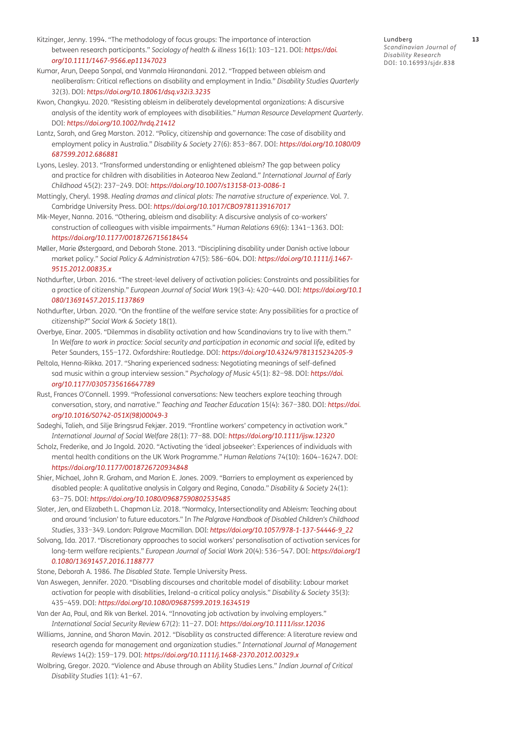Kitzinger, Jenny. 1994. "The methodology of focus groups: The importance of interaction between research participants." *Sociology of health & illness* 16(1): 103–121. DOI: *https://doi.org/10.1111/1467-9566.ep11347023*

Kumar, Arun, Deepa Sonpal, and Vanmala Hiranandani. 2012. "Trapped between ableism and neoliberalism: Critical reflections on disability and employment in India." *Disability Studies Quarterly* 32(3). DOI: *https://doi.org/10.18061/dsq.v32i3.3235*

Kwon, Changkyu. 2020. "Resisting ableism in deliberately developmental organizations: A discursive analysis of the identity work of employees with disabilities." *Human Resource Development Quarterly*. DOI: *https://doi.org/10.1002/hrdq.21412*

Lantz, Sarah, and Greg Marston. 2012. "Policy, citizenship and governance: The case of disability and employment policy in Australia." *Disability & Society* 27(6): 853–867. DOI: *https://doi.org/10.1080/09687599.2012.686881*

Lyons, Lesley. 2013. "Transformed understanding or enlightened ableism? The gap between policy and practice for children with disabilities in Aotearoa New Zealand." *International Journal of Early Childhood* 45(2): 237–249. DOI: *https://doi.org/10.1007/s13158-013-0086-1*

Mattingly, Cheryl. 1998. *Healing dramas and clinical plots: The narrative structure of experience*. Vol. 7. Cambridge University Press. DOI: *https://doi.org/10.1017/CBO9781139167017*

Mik-Meyer, Nanna. 2016. "Othering, ableism and disability: A discursive analysis of co-workers' construction of colleagues with visible impairments." *Human Relations* 69(6): 1341–1363. DOI: *https://doi.org/10.1177/0018726715618454*

Møller, Marie Østergaard, and Deborah Stone. 2013. "Disciplining disability under Danish active labour market policy." *Social Policy & Administration* 47(5): 586–604. DOI: *https://doi.org/10.1111/j.1467-9515.2012.00835.x*

Nothdurfter, Urban. 2016. "The street-level delivery of activation policies: Constraints and possibilities for a practice of citizenship." *European Journal of Social Work* 19(3-4): 420–440. DOI: *https://doi.org/10.1080/13691457.2015.1137869*

Nothdurfter, Urban. 2020. "On the frontline of the welfare service state: Any possibilities for a practice of citizenship?" *Social Work & Society* 18(1).

Overbye, Einar. 2005. "Dilemmas in disability activation and how Scandinavians try to live with them." In *Welfare to work in practice: Social security and participation in economic and social life*, edited by Peter Saunders, 155–172. Oxfordshire: Routledge. DOI: *https://doi.org/10.4324/9781315234205-9*

Peltola, Henna-Riikka. 2017. "Sharing experienced sadness: Negotiating meanings of self-defined sad music within a group interview session." *Psychology of Music* 45(1): 82–98. DOI: *https://doi.org/10.1177/0305735616647789*

Rust, Frances O'Connell. 1999. "Professional conversations: New teachers explore teaching through conversation, story, and narrative." *Teaching and Teacher Education* 15(4): 367–380. DOI: *https://doi.org/10.1016/S0742-051X(98)00049-3*

Sadeghi, Talieh, and Silje Bringsrud Fekjær. 2019. "Frontline workers' competency in activation work." *International Journal of Social Welfare* 28(1): 77–88. DOI: *https://doi.org/10.1111/ijsw.12320*

Scholz, Frederike, and Jo Ingold. 2020. "Activating the 'ideal jobseeker': Experiences of individuals with mental health conditions on the UK Work Programme." *Human Relations* 74(10): 1604–16247. DOI: *https://doi.org/10.1177/0018726720934848*

Shier, Michael, John R. Graham, and Marion E. Jones. 2009. "Barriers to employment as experienced by disabled people: A qualitative analysis in Calgary and Regina, Canada." *Disability & Society* 24(1): 63–75. DOI: *https://doi.org/10.1080/09687590802535485*

Slater, Jen, and Elizabeth L. Chapman Liz. 2018. "Normalcy, Intersectionality and Ableism: Teaching about and around 'inclusion' to future educators." In *The Palgrave Handbook of Disabled Children's Childhood Studies*, 333–349. London: Palgrave Macmillan. DOI: *https://doi.org/10.1057/978-1-137-54446-9_22*

Solvang, Ida. 2017. "Discretionary approaches to social workers' personalisation of activation services for long-term welfare recipients." *European Journal of Social Work* 20(4): 536–547. DOI: *https://doi.org/10.1080/13691457.2016.1188777*

Stone, Deborah A. 1986. *The Disabled State*. Temple University Press.

Van Aswegen, Jennifer. 2020. "Disabling discourses and charitable model of disability: Labour market activation for people with disabilities, Ireland–a critical policy analysis." *Disability & Society* 35(3): 435–459. DOI: *https://doi.org/10.1080/09687599.2019.1634519*

Van der Aa, Paul, and Rik van Berkel. 2014. "Innovating job activation by involving employers." *International Social Security Review* 67(2): 11–27. DOI: *https://doi.org/10.1111/issr.12036*

Williams, Jannine, and Sharon Mavin. 2012. "Disability as constructed difference: A literature review and research agenda for management and organization studies." *International Journal of Management Reviews* 14(2): 159–179. DOI: *https://doi.org/10.1111/j.1468-2370.2012.00329.x*

Wolbring, Gregor. 2020. "Violence and Abuse through an Ability Studies Lens." *Indian Journal of Critical Disability Studies* 1(1): 41–67.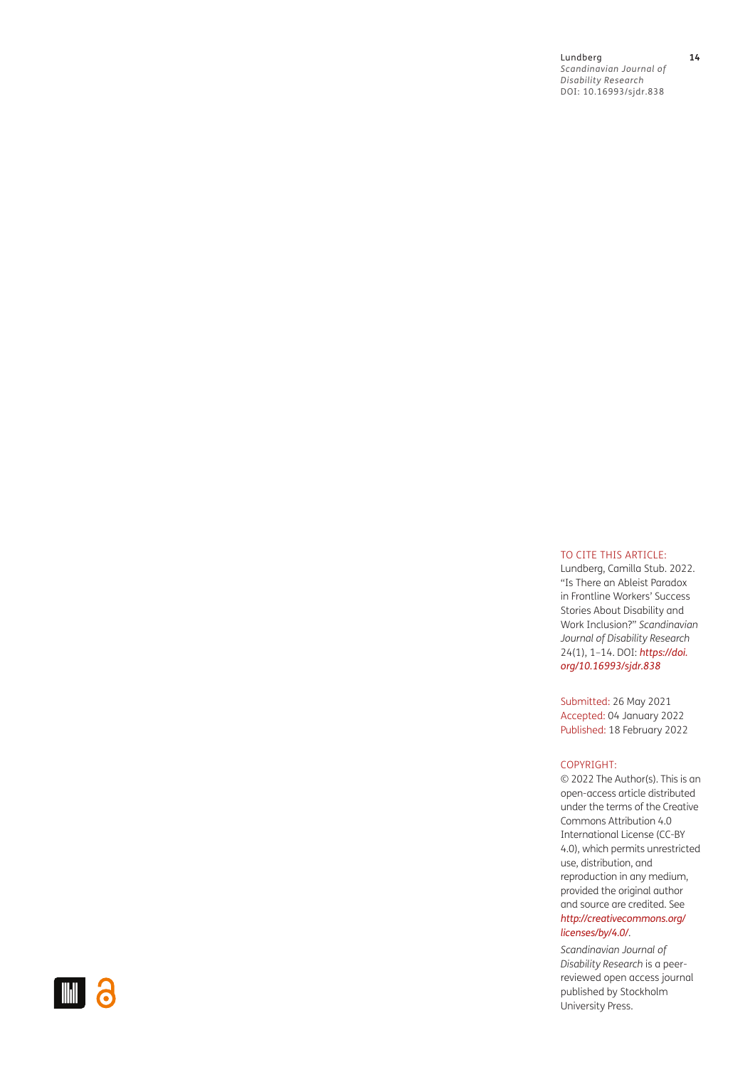TO CITE THIS ARTICLE:

Lundberg, Camilla Stub. 2022. "Is There an Ableist Paradox in Frontline Workers' Success Stories About Disability and Work Inclusion?" *Scandinavian Journal of Disability Research* 24(1), 1–14. DOI: *https://doi.org/10.16993/sjdr.838*

Submitted: 26 May 2021
Accepted: 04 January 2022
Published: 18 February 2022

COPYRIGHT:

© 2022 The Author(s). This is an open-access article distributed under the terms of the Creative Commons Attribution 4.0 International License (CC-BY 4.0), which permits unrestricted use, distribution, and reproduction in any medium, provided the original author and source are credited. See *http://creativecommons.org/licenses/by/4.0/*.

*Scandinavian Journal of Disability Research* is a peer-reviewed open access journal published by Stockholm University Press.